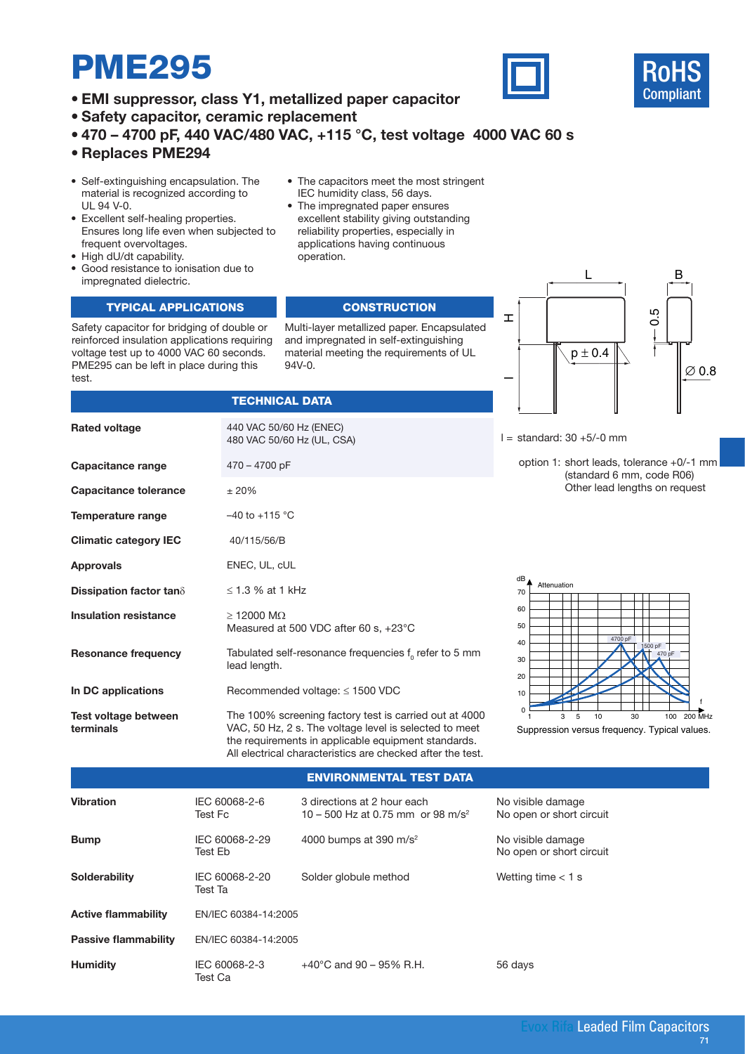# PME295

- **EMI suppressor, class Y1, metallized paper capacitor**
- **Safety capacitor, ceramic replacement**
- **470 – 4700 pF, 440 VAC/480 VAC, +115 °C, test voltage 4000 VAC 60 s**
- **Replaces PME294**

RoHS Compliant

- Self-extinguishing encapsulation. The material is recognized according to UL 94 V-0.
- Excellent self-healing properties. Ensures long life even when subjected to frequent overvoltages.
- High dU/dt capability.
- Good resistance to ionisation due to impregnated dielectric.
- The capacitors meet the most stringent IEC humidity class, 56 days.
- The impregnated paper ensures excellent stability giving outstanding reliability properties, especially in applications having continuous operation.

## TYPICAL APPLICATIONS

Safety capacitor for bridging of double or reinforced insulation applications requiring voltage test up to 4000 VAC 60 seconds. PME295 can be left in place during this test.

## CONSTRUCTION

Multi-layer metallized paper. Encapsulated and impregnated in self-extinguishing material meeting the requirements of UL 94V-0.

L, B, H, 0.5, p ± 0.4, ∅ 0.8

l = standard: 30 +5/-0 mm

option 1: short leads, tolerance +0/-1 mm (standard 6 mm, code R06) Other lead lengths on request

## TECHNICAL DATA

| | |
|---|---|
| **Rated voltage** | 440 VAC 50/60 Hz (ENEC)<br>480 VAC 50/60 Hz (UL, CSA) |
| **Capacitance range** | 470 – 4700 pF |
| **Capacitance tolerance** | ± 20% |
| **Temperature range** | –40 to +115 °C |
| **Climatic category IEC** | 40/115/56/B |
| **Approvals** | ENEC, UL, cUL |
| **Dissipation factor tanδ** | ≤ 1.3 % at 1 kHz |
| **Insulation resistance** | ≥ 12000 MΩ<br>Measured at 500 VDC after 60 s, +23°C |
| **Resonance frequency** | Tabulated self-resonance frequencies $f_0$ refer to 5 mm lead length. |
| **In DC applications** | Recommended voltage: ≤ 1500 VDC |
| **Test voltage between terminals** | The 100% screening factory test is carried out at 4000 VAC, 50 Hz, 2 s. The voltage level is selected to meet the requirements in applicable equipment standards. All electrical characteristics are checked after the test. |

Suppression versus frequency. Typical values.

## ENVIRONMENTAL TEST DATA

| | | | |
|---|---|---|---|
| **Vibration** | IEC 60068-2-6<br>Test Fc | 3 directions at 2 hour each<br>10 – 500 Hz at 0.75 mm or 98 m/s² | No visible damage<br>No open or short circuit |
| **Bump** | IEC 60068-2-29<br>Test Eb | 4000 bumps at 390 m/s² | No visible damage<br>No open or short circuit |
| **Solderability** | IEC 60068-2-20<br>Test Ta | Solder globule method | Wetting time < 1 s |
| **Active flammability** | EN/IEC 60384-14:2005 | | |
| **Passive flammability** | EN/IEC 60384-14:2005 | | |
| **Humidity** | IEC 60068-2-3<br>Test Ca | +40°C and 90 – 95% R.H. | 56 days |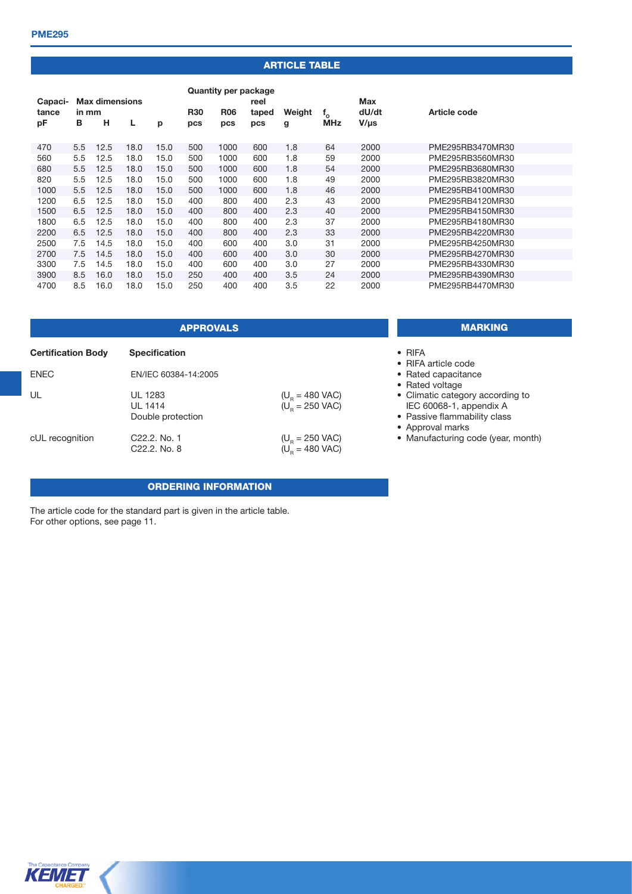## ARTICLE TABLE

| Capacitance pF | Max dimensions in mm B | H | L | p | Quantity per package R30 pcs | R06 pcs | reel taped pcs | Weight g | $f_o$ MHz | Max dU/dt V/μs | Article code |
|---|---|---|---|---|---|---|---|---|---|---|---|
| 470 | 5.5 | 12.5 | 18.0 | 15.0 | 500 | 1000 | 600 | 1.8 | 64 | 2000 | PME295RB3470MR30 |
| 560 | 5.5 | 12.5 | 18.0 | 15.0 | 500 | 1000 | 600 | 1.8 | 59 | 2000 | PME295RB3560MR30 |
| 680 | 5.5 | 12.5 | 18.0 | 15.0 | 500 | 1000 | 600 | 1.8 | 54 | 2000 | PME295RB3680MR30 |
| 820 | 5.5 | 12.5 | 18.0 | 15.0 | 500 | 1000 | 600 | 1.8 | 49 | 2000 | PME295RB3820MR30 |
| 1000 | 5.5 | 12.5 | 18.0 | 15.0 | 500 | 1000 | 600 | 1.8 | 46 | 2000 | PME295RB4100MR30 |
| 1200 | 6.5 | 12.5 | 18.0 | 15.0 | 400 | 800 | 400 | 2.3 | 43 | 2000 | PME295RB4120MR30 |
| 1500 | 6.5 | 12.5 | 18.0 | 15.0 | 400 | 800 | 400 | 2.3 | 40 | 2000 | PME295RB4150MR30 |
| 1800 | 6.5 | 12.5 | 18.0 | 15.0 | 400 | 800 | 400 | 2.3 | 37 | 2000 | PME295RB4180MR30 |
| 2200 | 6.5 | 12.5 | 18.0 | 15.0 | 400 | 800 | 400 | 2.3 | 33 | 2000 | PME295RB4220MR30 |
| 2500 | 7.5 | 14.5 | 18.0 | 15.0 | 400 | 600 | 400 | 3.0 | 31 | 2000 | PME295RB4250MR30 |
| 2700 | 7.5 | 14.5 | 18.0 | 15.0 | 400 | 600 | 400 | 3.0 | 30 | 2000 | PME295RB4270MR30 |
| 3300 | 7.5 | 14.5 | 18.0 | 15.0 | 400 | 600 | 400 | 3.0 | 27 | 2000 | PME295RB4330MR30 |
| 3900 | 8.5 | 16.0 | 18.0 | 15.0 | 250 | 400 | 400 | 3.5 | 24 | 2000 | PME295RB4390MR30 |
| 4700 | 8.5 | 16.0 | 18.0 | 15.0 | 250 | 400 | 400 | 3.5 | 22 | 2000 | PME295RB4470MR30 |

## APPROVALS

| Certification Body | Specification | |
|---|---|---|
| ENEC | EN/IEC 60384-14:2005 | |
| UL | UL 1283<br>UL 1414<br>Double protection | ($U_R$ = 480 VAC)<br>($U_R$ = 250 VAC) |
| cUL recognition | C22.2. No. 1<br>C22.2. No. 8 | ($U_R$ = 250 VAC)<br>($U_R$ = 480 VAC) |

## MARKING

- RIFA
- RIFA article code
- Rated capacitance
- Rated voltage
- Climatic category according to IEC 60068-1, appendix A
- Passive flammability class
- Approval marks
- Manufacturing code (year, month)

## ORDERING INFORMATION

The article code for the standard part is given in the article table.
For other options, see page 11.